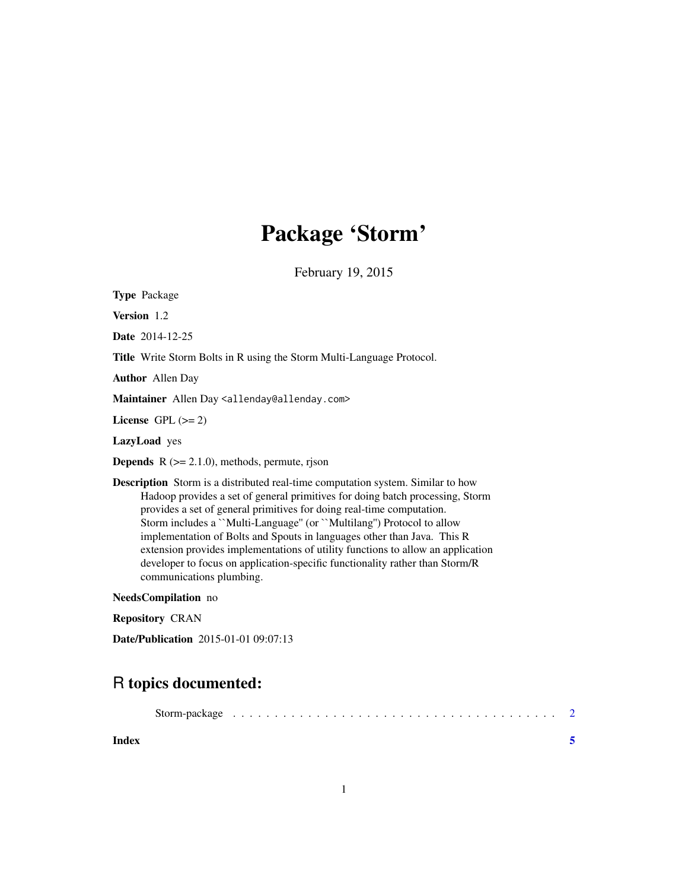# Package 'Storm'

February 19, 2015

**Type** Package

**Version** 1.2

**Date** 2014-12-25

**Title** Write Storm Bolts in R using the Storm Multi-Language Protocol.

**Author** Allen Day

**Maintainer** Allen Day <allenday@allenday.com>

**License** GPL (>= 2)

**LazyLoad** yes

**Depends** R (>= 2.1.0), methods, permute, rjson

**Description** Storm is a distributed real-time computation system. Similar to how Hadoop provides a set of general primitives for doing batch processing, Storm provides a set of general primitives for doing real-time computation. Storm includes a ``Multi-Language'' (or ``Multilang'') Protocol to allow implementation of Bolts and Spouts in languages other than Java. This R extension provides implementations of utility functions to allow an application developer to focus on application-specific functionality rather than Storm/R communications plumbing.

**NeedsCompilation** no

**Repository** CRAN

**Date/Publication** 2015-01-01 09:07:13

## R topics documented:

Storm-package . . . . . . . . . . . . . . . . . . . . . . . . . . . . . . . . . . . . . . 2

**Index** **5**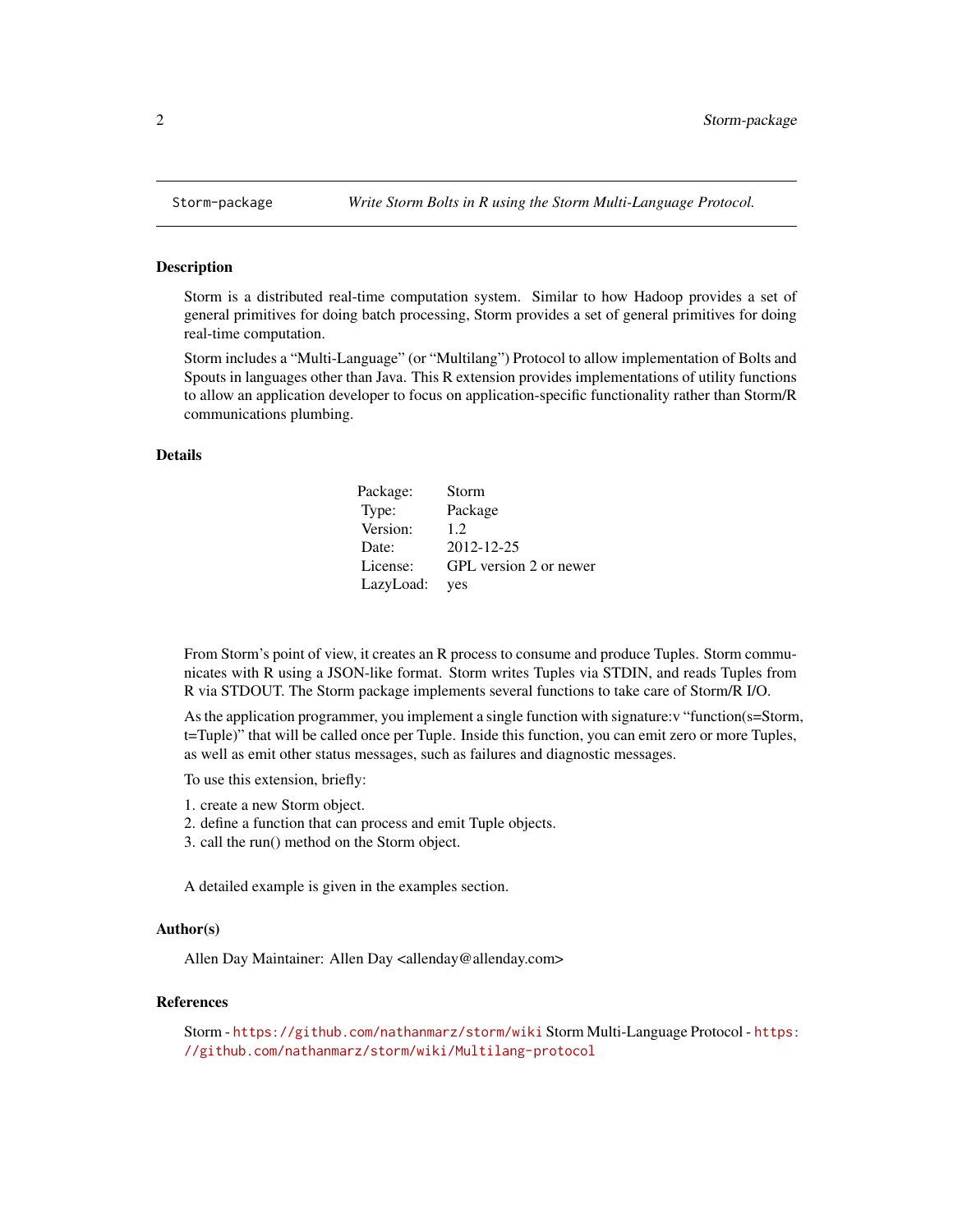Storm-package *Write Storm Bolts in R using the Storm Multi-Language Protocol.*

## Description

Storm is a distributed real-time computation system. Similar to how Hadoop provides a set of general primitives for doing batch processing, Storm provides a set of general primitives for doing real-time computation.

Storm includes a "Multi-Language" (or "Multilang") Protocol to allow implementation of Bolts and Spouts in languages other than Java. This R extension provides implementations of utility functions to allow an application developer to focus on application-specific functionality rather than Storm/R communications plumbing.

## Details

| | |
|---|---|
| Package: | Storm |
| Type: | Package |
| Version: | 1.2 |
| Date: | 2012-12-25 |
| License: | GPL version 2 or newer |
| LazyLoad: | yes |

From Storm's point of view, it creates an R process to consume and produce Tuples. Storm communicates with R using a JSON-like format. Storm writes Tuples via STDIN, and reads Tuples from R via STDOUT. The Storm package implements several functions to take care of Storm/R I/O.

As the application programmer, you implement a single function with signature:v "function(s=Storm, t=Tuple)" that will be called once per Tuple. Inside this function, you can emit zero or more Tuples, as well as emit other status messages, such as failures and diagnostic messages.

To use this extension, briefly:

1. create a new Storm object.
2. define a function that can process and emit Tuple objects.
3. call the run() method on the Storm object.

A detailed example is given in the examples section.

## Author(s)

Allen Day Maintainer: Allen Day <allenday@allenday.com>

## References

Storm - https://github.com/nathanmarz/storm/wiki Storm Multi-Language Protocol - https://github.com/nathanmarz/storm/wiki/Multilang-protocol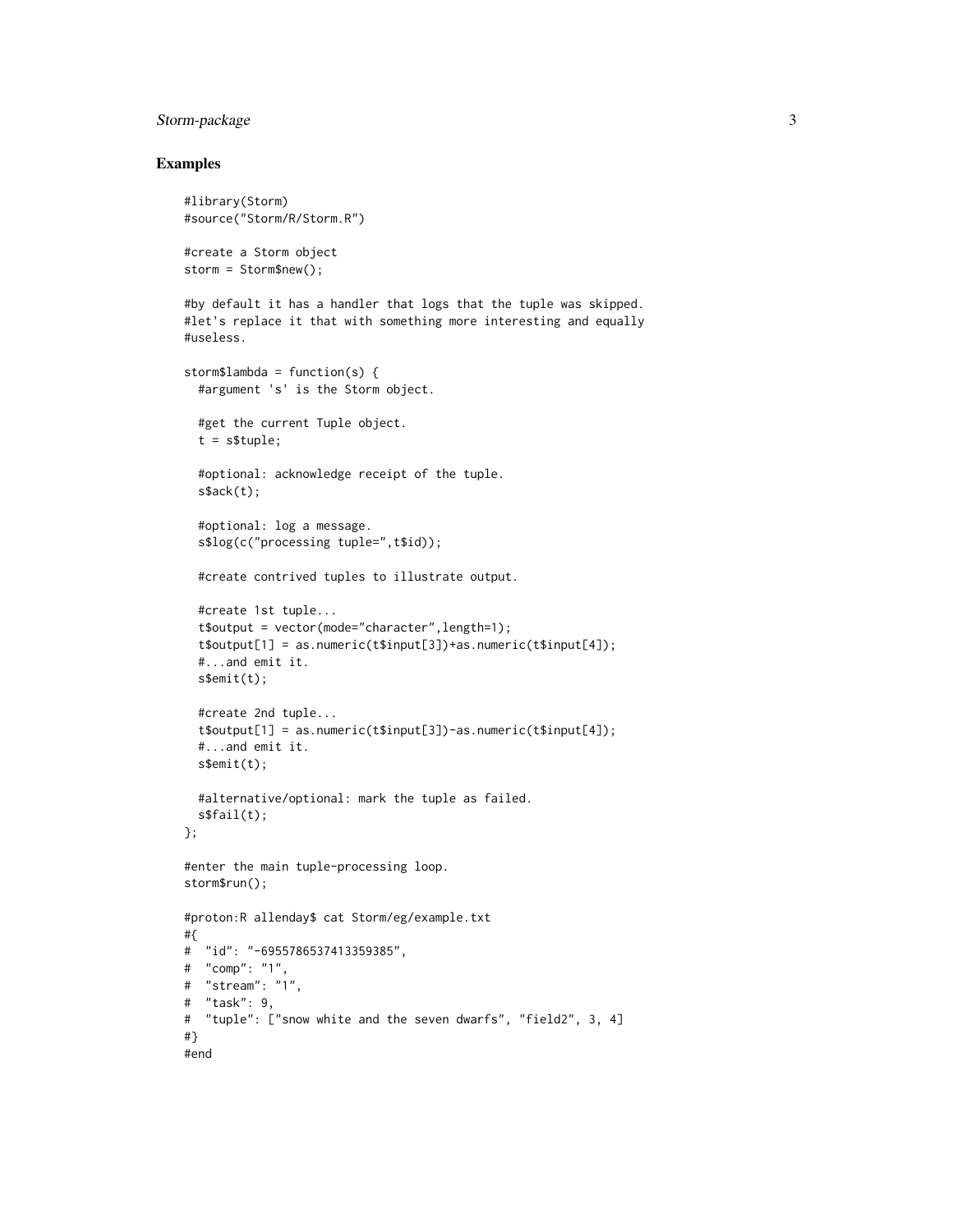## Examples

```
#library(Storm)
#source("Storm/R/Storm.R")

#create a Storm object
storm = Storm$new();

#by default it has a handler that logs that the tuple was skipped.
#let's replace it that with something more interesting and equally
#useless.

storm$lambda = function(s) {
  #argument 's' is the Storm object.

  #get the current Tuple object.
  t = s$tuple;

  #optional: acknowledge receipt of the tuple.
  s$ack(t);

  #optional: log a message.
  s$log(c("processing tuple=",t$id));

  #create contrived tuples to illustrate output.

  #create 1st tuple...
  t$output = vector(mode="character",length=1);
  t$output[1] = as.numeric(t$input[3])+as.numeric(t$input[4]);
  #...and emit it.
  s$emit(t);

  #create 2nd tuple...
  t$output[1] = as.numeric(t$input[3])-as.numeric(t$input[4]);
  #...and emit it.
  s$emit(t);

  #alternative/optional: mark the tuple as failed.
  s$fail(t);
};

#enter the main tuple-processing loop.
storm$run();

#proton:R allenday$ cat Storm/eg/example.txt
#{
#  "id": "-6955786537413359385",
#  "comp": "1",
#  "stream": "1",
#  "task": 9,
#  "tuple": ["snow white and the seven dwarfs", "field2", 3, 4]
#}
#end
```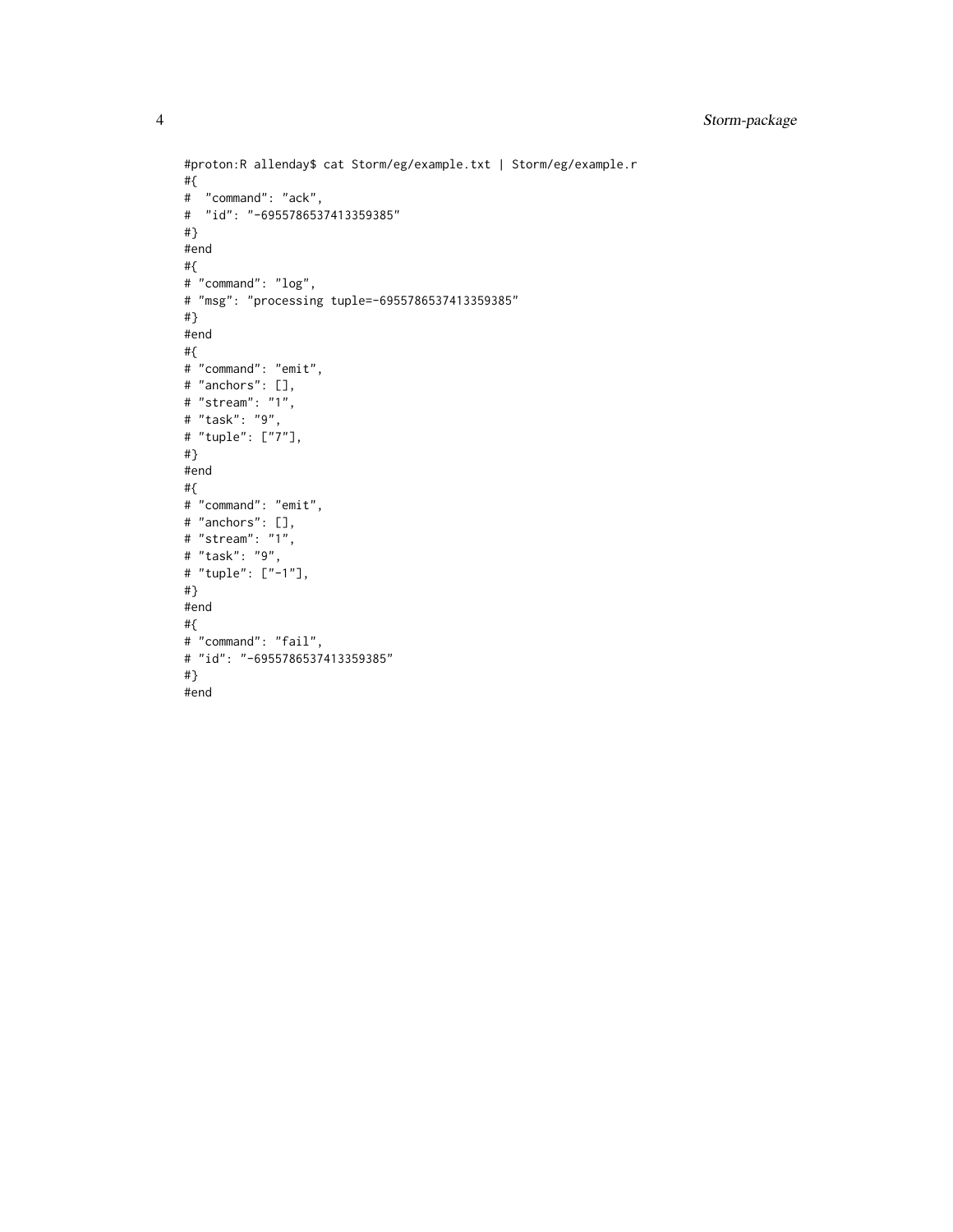```
#proton:R allenday$ cat Storm/eg/example.txt | Storm/eg/example.r
#{
#  "command": "ack",
#  "id": "-6955786537413359385"
#}
#end
#{
# "command": "log",
# "msg": "processing tuple=-6955786537413359385"
#}
#end
#{
# "command": "emit",
# "anchors": [],
# "stream": "1",
# "task": "9",
# "tuple": ["7"],
#}
#end
#{
# "command": "emit",
# "anchors": [],
# "stream": "1",
# "task": "9",
# "tuple": ["-1"],
#}
#end
#{
# "command": "fail",
# "id": "-6955786537413359385"
#}
#end
```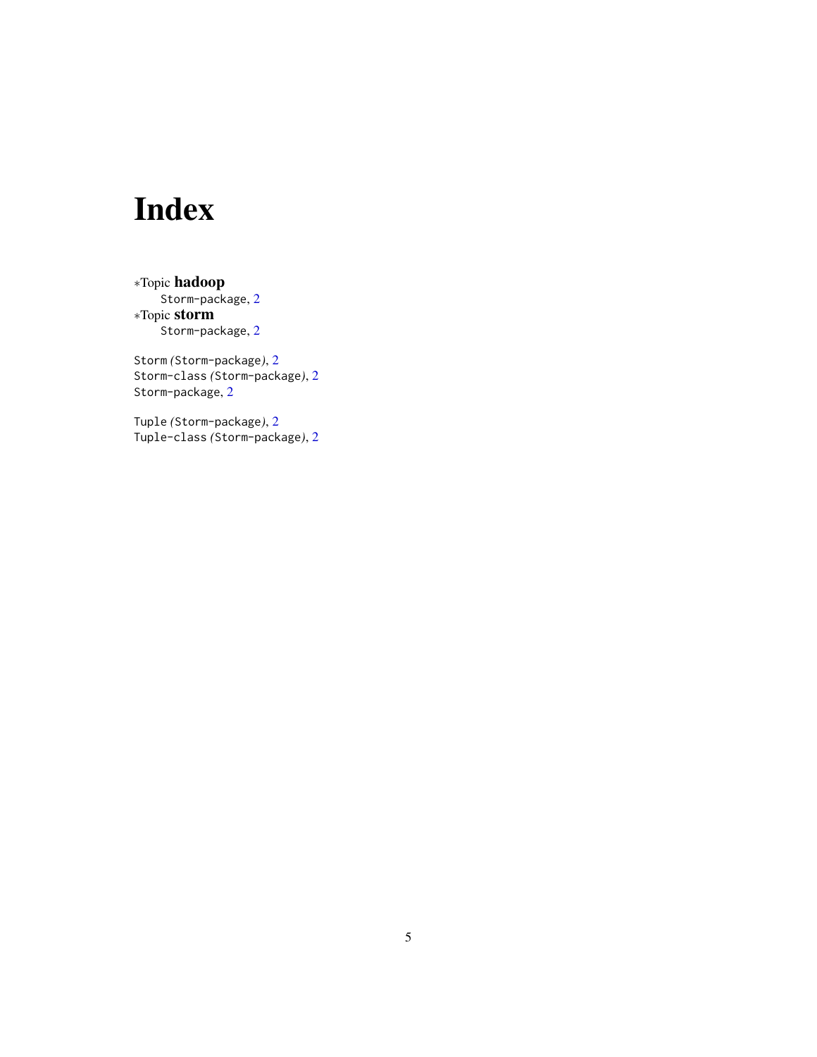# Index

*Topic **hadoop**
    Storm-package, 2
*Topic **storm**
    Storm-package, 2

Storm *(*Storm-package*)*, 2
Storm-class *(*Storm-package*)*, 2
Storm-package, 2

Tuple *(*Storm-package*)*, 2
Tuple-class *(*Storm-package*)*, 2